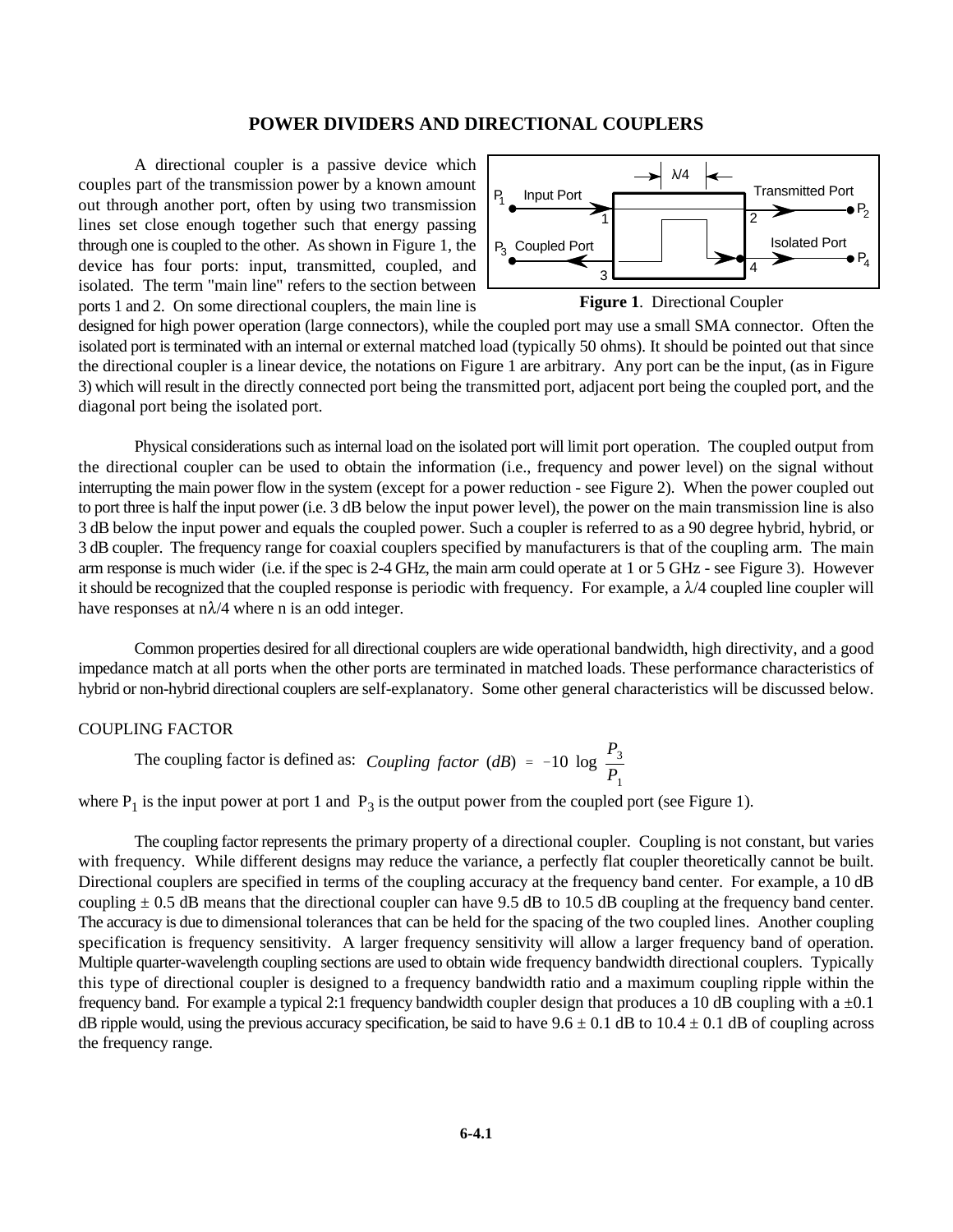# POWER DIVIDERS AND DIRECTIONAL COUPLERS

A directional coupler is a passive device which couples part of the transmission power by a known amount out through another port, often by using two transmission lines set close enough together such that energy passing through one is coupled to the other. As shown in Figure 1, the device has four ports: input, transmitted, coupled, and isolated. The term "main line" refers to the section between ports 1 and 2. On some directional couplers, the main line is designed for high power operation (large connectors), while the coupled port may use a small SMA connector. Often the isolated port is terminated with an internal or external matched load (typically 50 ohms). It should be pointed out that since the directional coupler is a linear device, the notations on Figure 1 are arbitrary. Any port can be the input, (as in Figure 3) which will result in the directly connected port being the transmitted port, adjacent port being the coupled port, and the diagonal port being the isolated port.

**Figure 1**. Directional Coupler

Physical considerations such as internal load on the isolated port will limit port operation. The coupled output from the directional coupler can be used to obtain the information (i.e., frequency and power level) on the signal without interrupting the main power flow in the system (except for a power reduction - see Figure 2). When the power coupled out to port three is half the input power (i.e. 3 dB below the input power level), the power on the main transmission line is also 3 dB below the input power and equals the coupled power. Such a coupler is referred to as a 90 degree hybrid, hybrid, or 3 dB coupler. The frequency range for coaxial couplers specified by manufacturers is that of the coupling arm. The main arm response is much wider (i.e. if the spec is 2-4 GHz, the main arm could operate at 1 or 5 GHz - see Figure 3). However it should be recognized that the coupled response is periodic with frequency. For example, a $\lambda/4$ coupled line coupler will have responses at $n\lambda/4$ where n is an odd integer.

Common properties desired for all directional couplers are wide operational bandwidth, high directivity, and a good impedance match at all ports when the other ports are terminated in matched loads. These performance characteristics of hybrid or non-hybrid directional couplers are self-explanatory. Some other general characteristics will be discussed below.

## COUPLING FACTOR

The coupling factor is defined as: $$\text{Coupling factor } (dB) = -10 \log \frac{P_3}{P_1}$$

where $P_1$ is the input power at port 1 and $P_3$ is the output power from the coupled port (see Figure 1).

The coupling factor represents the primary property of a directional coupler. Coupling is not constant, but varies with frequency. While different designs may reduce the variance, a perfectly flat coupler theoretically cannot be built. Directional couplers are specified in terms of the coupling accuracy at the frequency band center. For example, a 10 dB coupling ± 0.5 dB means that the directional coupler can have 9.5 dB to 10.5 dB coupling at the frequency band center. The accuracy is due to dimensional tolerances that can be held for the spacing of the two coupled lines. Another coupling specification is frequency sensitivity. A larger frequency sensitivity will allow a larger frequency band of operation. Multiple quarter-wavelength coupling sections are used to obtain wide frequency bandwidth directional couplers. Typically this type of directional coupler is designed to a frequency bandwidth ratio and a maximum coupling ripple within the frequency band. For example a typical 2:1 frequency bandwidth coupler design that produces a 10 dB coupling with a ±0.1 dB ripple would, using the previous accuracy specification, be said to have 9.6 ± 0.1 dB to 10.4 ± 0.1 dB of coupling across the frequency range.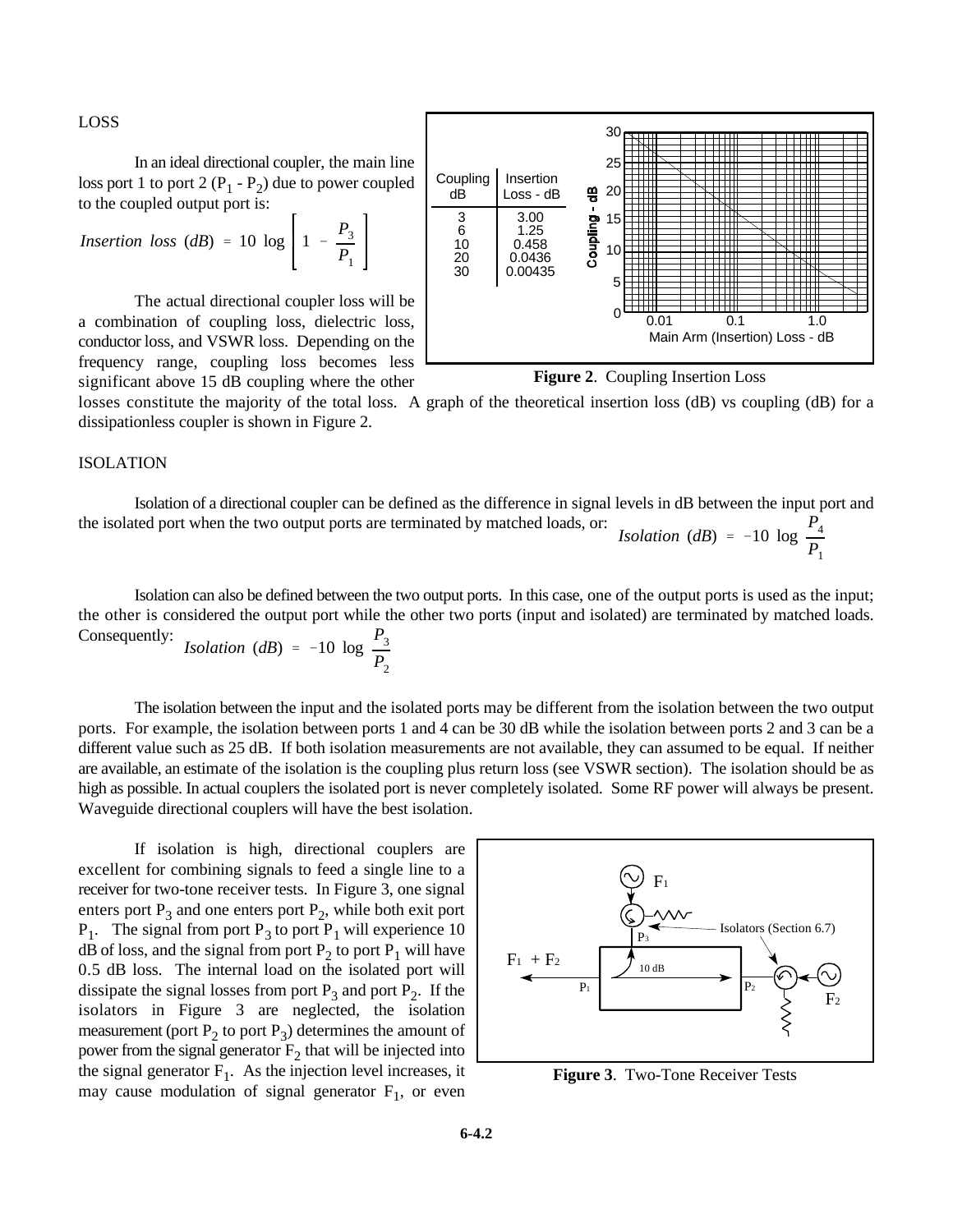LOSS

In an ideal directional coupler, the main line loss port 1 to port 2 ($P_1$ - $P_2$) due to power coupled to the coupled output port is:

$$Insertion\ loss\ (dB) = 10 \log \left[ 1 - \frac{P_3}{P_1} \right]$$

The actual directional coupler loss will be a combination of coupling loss, dielectric loss, conductor loss, and VSWR loss. Depending on the frequency range, coupling loss becomes less significant above 15 dB coupling where the other losses constitute the majority of the total loss. A graph of the theoretical insertion loss (dB) vs coupling (dB) for a dissipationless coupler is shown in Figure 2.

| Coupling dB | Insertion Loss - dB |
|---|---|
| 3 | 3.00 |
| 6 | 1.25 |
| 10 | 0.458 |
| 20 | 0.0436 |
| 30 | 0.00435 |

**Figure 2**. Coupling Insertion Loss

ISOLATION

Isolation of a directional coupler can be defined as the difference in signal levels in dB between the input port and the isolated port when the two output ports are terminated by matched loads, or:

$$Isolation\ (dB) = -10 \log \frac{P_4}{P_1}$$

Isolation can also be defined between the two output ports. In this case, one of the output ports is used as the input; the other is considered the output port while the other two ports (input and isolated) are terminated by matched loads. Consequently:

$$Isolation\ (dB) = -10 \log \frac{P_3}{P_2}$$

The isolation between the input and the isolated ports may be different from the isolation between the two output ports. For example, the isolation between ports 1 and 4 can be 30 dB while the isolation between ports 2 and 3 can be a different value such as 25 dB. If both isolation measurements are not available, they can assumed to be equal. If neither are available, an estimate of the isolation is the coupling plus return loss (see VSWR section). The isolation should be as high as possible. In actual couplers the isolated port is never completely isolated. Some RF power will always be present. Waveguide directional couplers will have the best isolation.

If isolation is high, directional couplers are excellent for combining signals to feed a single line to a receiver for two-tone receiver tests. In Figure 3, one signal enters port $P_3$ and one enters port $P_2$, while both exit port $P_1$. The signal from port $P_3$ to port $P_1$ will experience 10 dB of loss, and the signal from port $P_2$ to port $P_1$ will have 0.5 dB loss. The internal load on the isolated port will dissipate the signal losses from port $P_3$ and port $P_2$. If the isolators in Figure 3 are neglected, the isolation measurement (port $P_2$ to port $P_3$) determines the amount of power from the signal generator $F_2$ that will be injected into the signal generator $F_1$. As the injection level increases, it may cause modulation of signal generator $F_1$, or even

**Figure 3**. Two-Tone Receiver Tests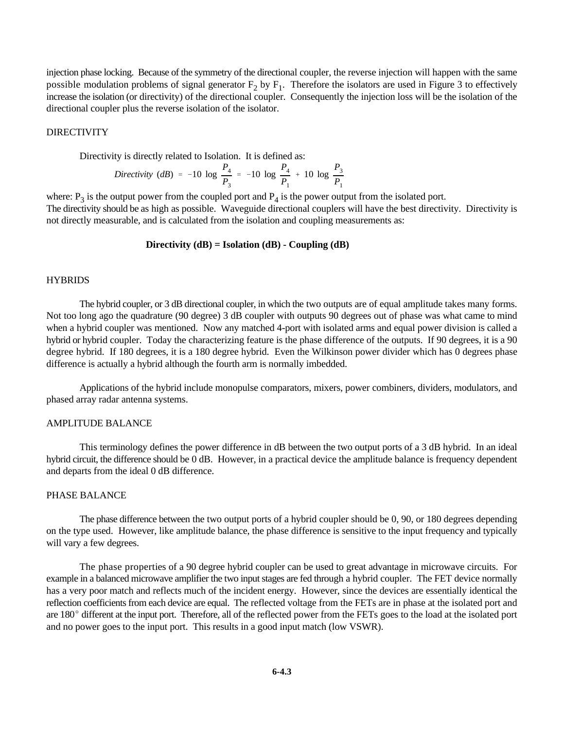injection phase locking. Because of the symmetry of the directional coupler, the reverse injection will happen with the same possible modulation problems of signal generator $F_2$ by $F_1$. Therefore the isolators are used in Figure 3 to effectively increase the isolation (or directivity) of the directional coupler. Consequently the injection loss will be the isolation of the directional coupler plus the reverse isolation of the isolator.

## DIRECTIVITY

Directivity is directly related to Isolation. It is defined as:

$$Directivity\ (dB) = -10\ \log\ \frac{P_4}{P_3} = -10\ \log\ \frac{P_4}{P_1} + 10\ \log\ \frac{P_3}{P_1}$$

where: $P_3$ is the output power from the coupled port and $P_4$ is the power output from the isolated port.
The directivity should be as high as possible. Waveguide directional couplers will have the best directivity. Directivity is not directly measurable, and is calculated from the isolation and coupling measurements as:

**Directivity (dB) = Isolation (dB) - Coupling (dB)**

## HYBRIDS

The hybrid coupler, or 3 dB directional coupler, in which the two outputs are of equal amplitude takes many forms. Not too long ago the quadrature (90 degree) 3 dB coupler with outputs 90 degrees out of phase was what came to mind when a hybrid coupler was mentioned. Now any matched 4-port with isolated arms and equal power division is called a hybrid or hybrid coupler. Today the characterizing feature is the phase difference of the outputs. If 90 degrees, it is a 90 degree hybrid. If 180 degrees, it is a 180 degree hybrid. Even the Wilkinson power divider which has 0 degrees phase difference is actually a hybrid although the fourth arm is normally imbedded.

Applications of the hybrid include monopulse comparators, mixers, power combiners, dividers, modulators, and phased array radar antenna systems.

## AMPLITUDE BALANCE

This terminology defines the power difference in dB between the two output ports of a 3 dB hybrid. In an ideal hybrid circuit, the difference should be 0 dB. However, in a practical device the amplitude balance is frequency dependent and departs from the ideal 0 dB difference.

## PHASE BALANCE

The phase difference between the two output ports of a hybrid coupler should be 0, 90, or 180 degrees depending on the type used. However, like amplitude balance, the phase difference is sensitive to the input frequency and typically will vary a few degrees.

The phase properties of a 90 degree hybrid coupler can be used to great advantage in microwave circuits. For example in a balanced microwave amplifier the two input stages are fed through a hybrid coupler. The FET device normally has a very poor match and reflects much of the incident energy. However, since the devices are essentially identical the reflection coefficients from each device are equal. The reflected voltage from the FETs are in phase at the isolated port and are 180° different at the input port. Therefore, all of the reflected power from the FETs goes to the load at the isolated port and no power goes to the input port. This results in a good input match (low VSWR).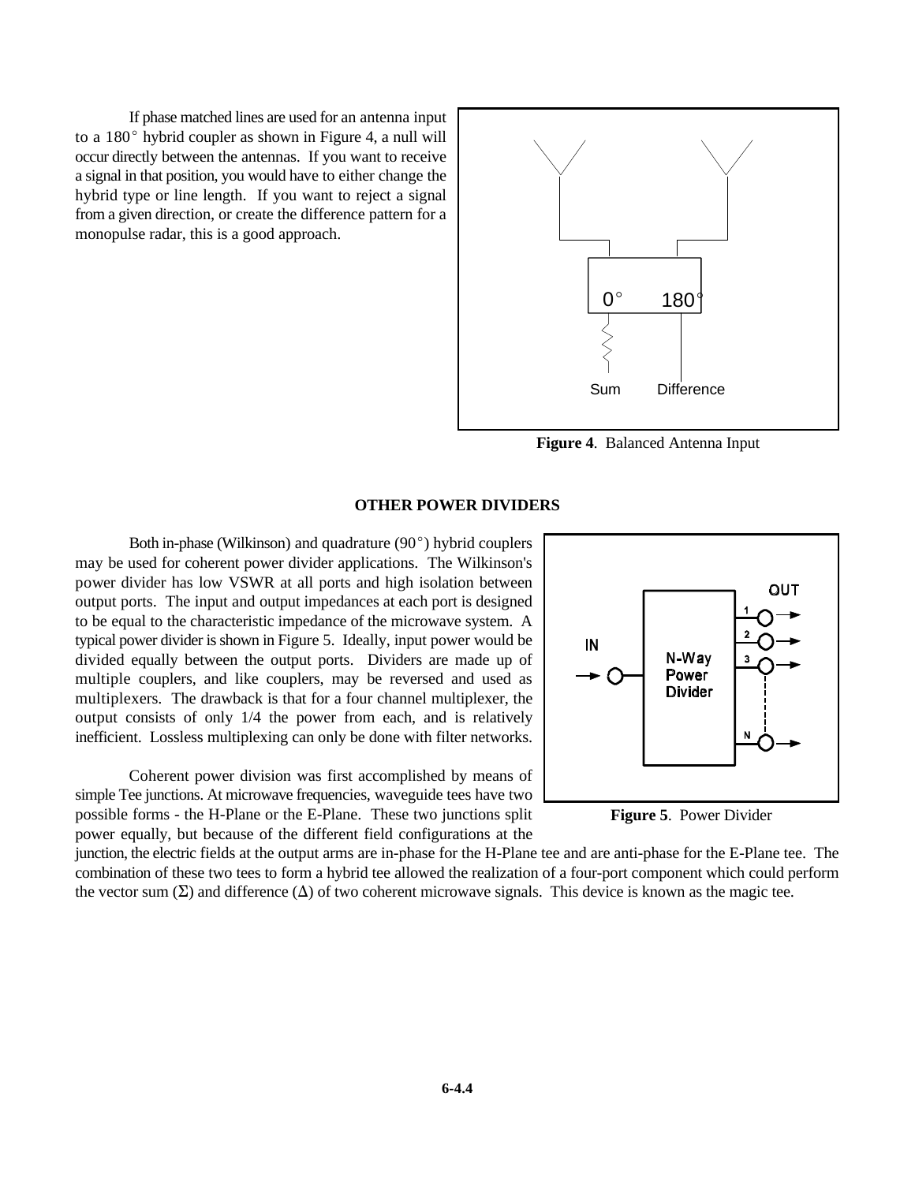If phase matched lines are used for an antenna input to a 180° hybrid coupler as shown in Figure 4, a null will occur directly between the antennas. If you want to receive a signal in that position, you would have to either change the hybrid type or line length. If you want to reject a signal from a given direction, or create the difference pattern for a monopulse radar, this is a good approach.

**Figure 4**. Balanced Antenna Input

## OTHER POWER DIVIDERS

Both in-phase (Wilkinson) and quadrature (90°) hybrid couplers may be used for coherent power divider applications. The Wilkinson's power divider has low VSWR at all ports and high isolation between output ports. The input and output impedances at each port is designed to be equal to the characteristic impedance of the microwave system. A typical power divider is shown in Figure 5. Ideally, input power would be divided equally between the output ports. Dividers are made up of multiple couplers, and like couplers, may be reversed and used as multiplexers. The drawback is that for a four channel multiplexer, the output consists of only 1/4 the power from each, and is relatively inefficient. Lossless multiplexing can only be done with filter networks.

**Figure 5**. Power Divider

Coherent power division was first accomplished by means of simple Tee junctions. At microwave frequencies, waveguide tees have two possible forms - the H-Plane or the E-Plane. These two junctions split power equally, but because of the different field configurations at the junction, the electric fields at the output arms are in-phase for the H-Plane tee and are anti-phase for the E-Plane tee. The combination of these two tees to form a hybrid tee allowed the realization of a four-port component which could perform the vector sum ($\Sigma$) and difference ($\Delta$) of two coherent microwave signals. This device is known as the magic tee.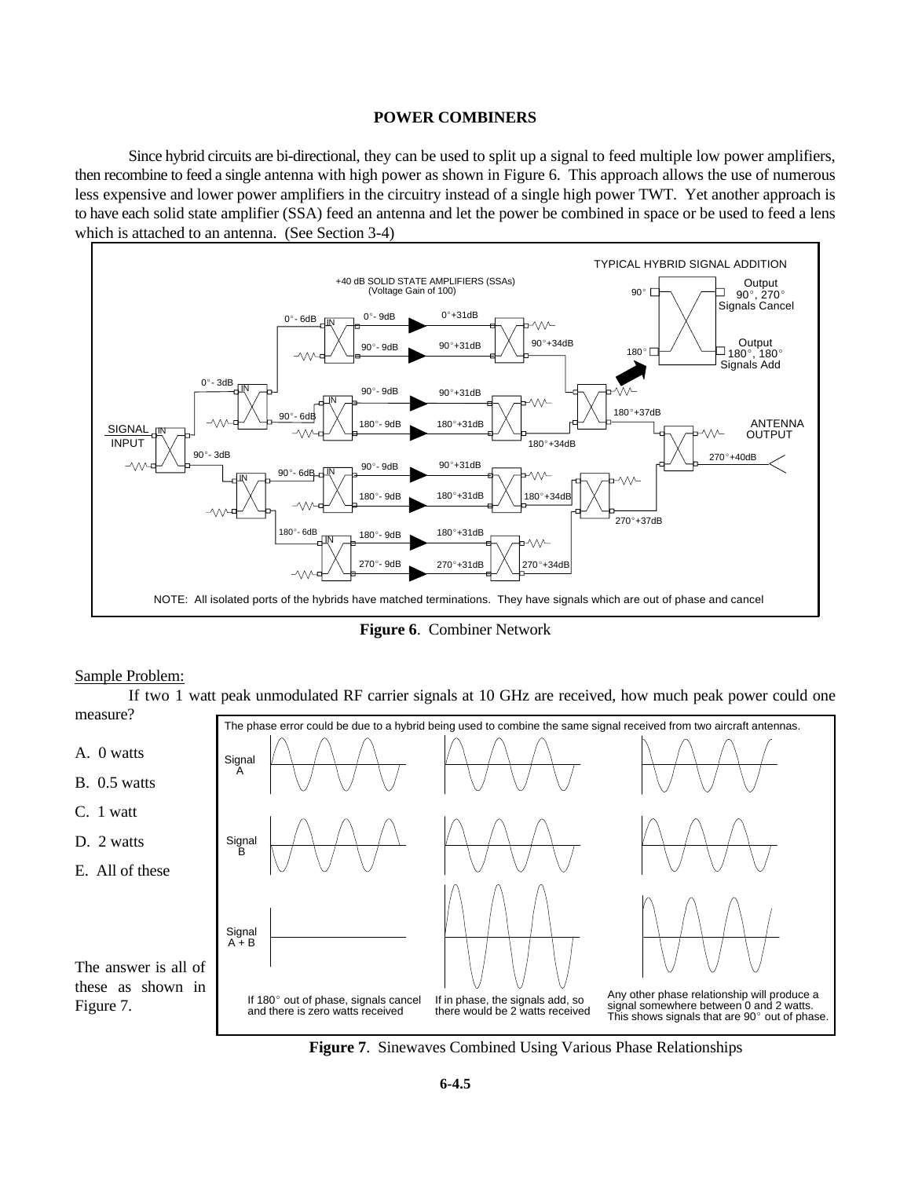## POWER COMBINERS

Since hybrid circuits are bi-directional, they can be used to split up a signal to feed multiple low power amplifiers, then recombine to feed a single antenna with high power as shown in Figure 6. This approach allows the use of numerous less expensive and lower power amplifiers in the circuitry instead of a single high power TWT. Yet another approach is to have each solid state amplifier (SSA) feed an antenna and let the power be combined in space or be used to feed a lens which is attached to an antenna. (See Section 3-4)

TYPICAL HYBRID SIGNAL ADDITION
90°
180°
Output 90°, 270° Signals Cancel
Output 180°, 180° Signals Add
+40 dB SOLID STATE AMPLIFIERS (SSAs) (Voltage Gain of 100)
SIGNAL INPUT
IN
0° - 3dB
90° - 3dB
0° - 6dB
90° - 6dB
90° - 6dB
180° - 6dB
0° - 9dB
90° - 9dB
90° - 9dB
180° - 9dB
90° - 9dB
180° - 9dB
180° - 9dB
270° - 9dB
0° +31dB
90° +31dB
90° +31dB
180° +31dB
90° +31dB
180° +31dB
180° +31dB
270° +31dB
90° +34dB
180° +34dB
180° +34dB
270° +34dB
180° +37dB
270° +37dB
270° +40dB
ANTENNA OUTPUT
NOTE: All isolated ports of the hybrids have matched terminations. They have signals which are out of phase and cancel

**Figure 6**. Combiner Network

Sample Problem:

If two 1 watt peak unmodulated RF carrier signals at 10 GHz are received, how much peak power could one measure?

A. 0 watts

B. 0.5 watts

C. 1 watt

D. 2 watts

E. All of these

The answer is all of these as shown in Figure 7.

The phase error could be due to a hybrid being used to combine the same signal received from two aircraft antennas.
Signal A
Signal B
Signal A + B
If 180° out of phase, signals cancel and there is zero watts received
If in phase, the signals add, so there would be 2 watts received
Any other phase relationship will produce a signal somewhere between 0 and 2 watts. This shows signals that are 90° out of phase.

**Figure 7**. Sinewaves Combined Using Various Phase Relationships